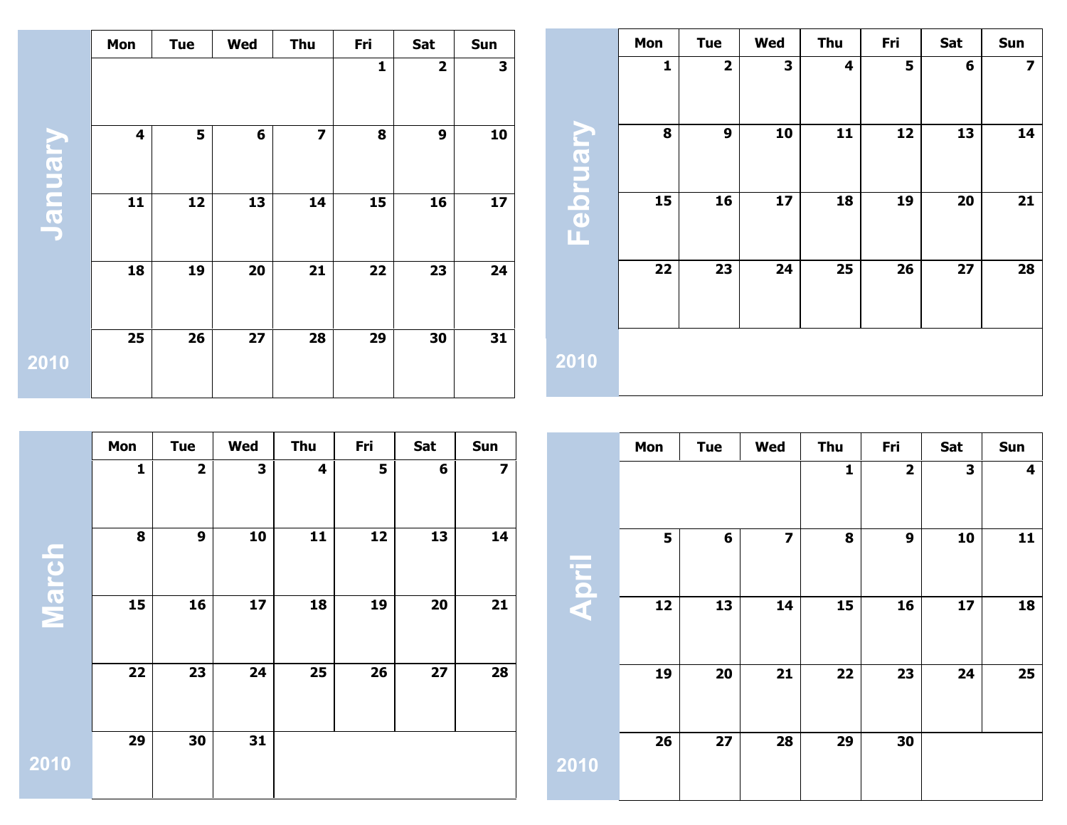## January 2010

| Mon | Tue | Wed | Thu | Fri | Sat | Sun |
|---|---|---|---|---|---|---|
| | | | | 1 | 2 | 3 |
| 4 | 5 | 6 | 7 | 8 | 9 | 10 |
| 11 | 12 | 13 | 14 | 15 | 16 | 17 |
| 18 | 19 | 20 | 21 | 22 | 23 | 24 |
| 25 | 26 | 27 | 28 | 29 | 30 | 31 |

## February 2010

| Mon | Tue | Wed | Thu | Fri | Sat | Sun |
|---|---|---|---|---|---|---|
| 1 | 2 | 3 | 4 | 5 | 6 | 7 |
| 8 | 9 | 10 | 11 | 12 | 13 | 14 |
| 15 | 16 | 17 | 18 | 19 | 20 | 21 |
| 22 | 23 | 24 | 25 | 26 | 27 | 28 |

## March 2010

| Mon | Tue | Wed | Thu | Fri | Sat | Sun |
|---|---|---|---|---|---|---|
| 1 | 2 | 3 | 4 | 5 | 6 | 7 |
| 8 | 9 | 10 | 11 | 12 | 13 | 14 |
| 15 | 16 | 17 | 18 | 19 | 20 | 21 |
| 22 | 23 | 24 | 25 | 26 | 27 | 28 |
| 29 | 30 | 31 | | | | |

## April 2010

| Mon | Tue | Wed | Thu | Fri | Sat | Sun |
|---|---|---|---|---|---|---|
| | | | 1 | 2 | 3 | 4 |
| 5 | 6 | 7 | 8 | 9 | 10 | 11 |
| 12 | 13 | 14 | 15 | 16 | 17 | 18 |
| 19 | 20 | 21 | 22 | 23 | 24 | 25 |
| 26 | 27 | 28 | 29 | 30 | | |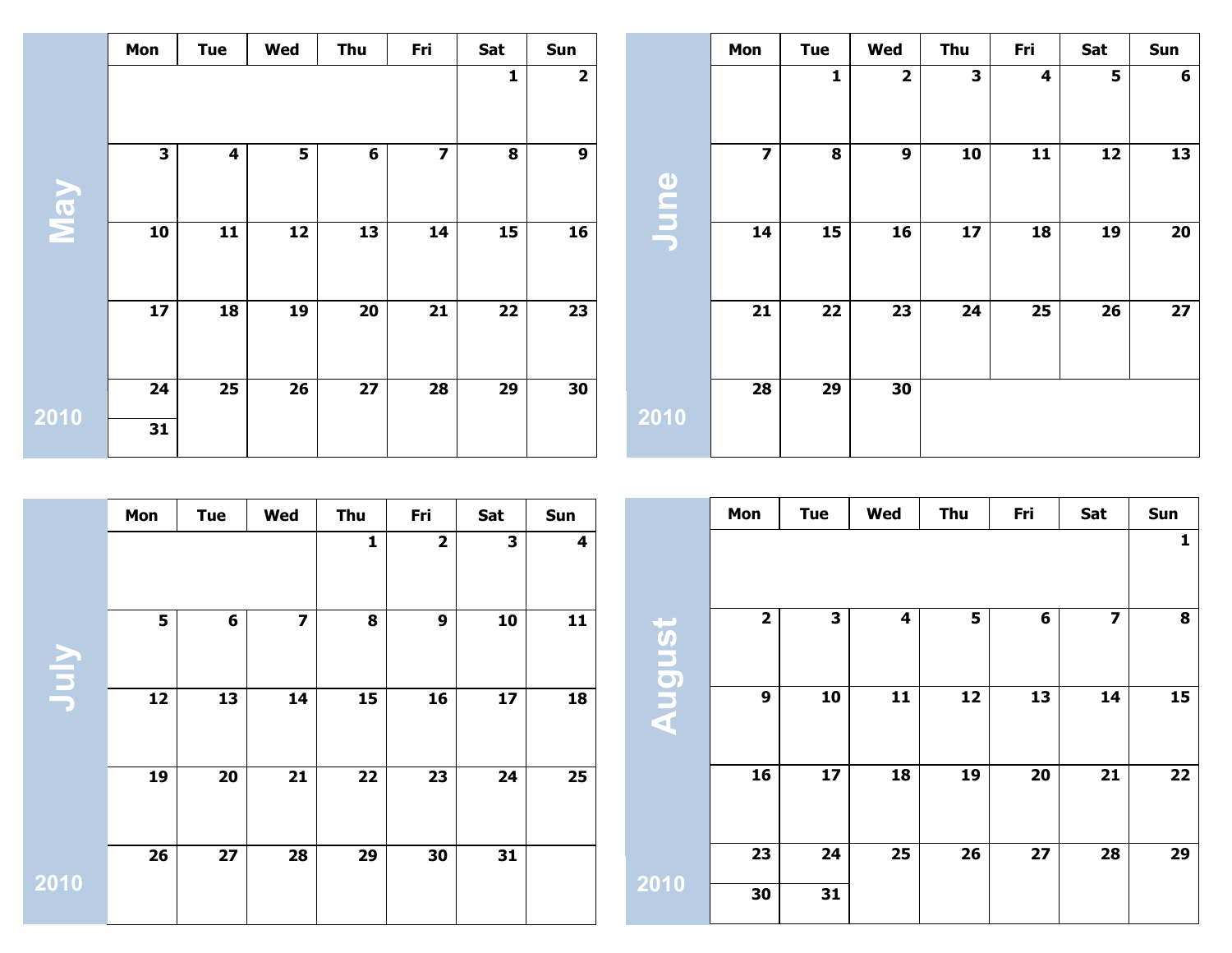## May 2010

| Mon | Tue | Wed | Thu | Fri | Sat | Sun |
|---|---|---|---|---|---|---|
| | | | | | 1 | 2 |
| 3 | 4 | 5 | 6 | 7 | 8 | 9 |
| 10 | 11 | 12 | 13 | 14 | 15 | 16 |
| 17 | 18 | 19 | 20 | 21 | 22 | 23 |
| 24 | 25 | 26 | 27 | 28 | 29 | 30 |
| 31 | | | | | | |

## June 2010

| Mon | Tue | Wed | Thu | Fri | Sat | Sun |
|---|---|---|---|---|---|---|
| | 1 | 2 | 3 | 4 | 5 | 6 |
| 7 | 8 | 9 | 10 | 11 | 12 | 13 |
| 14 | 15 | 16 | 17 | 18 | 19 | 20 |
| 21 | 22 | 23 | 24 | 25 | 26 | 27 |
| 28 | 29 | 30 | | | | |

## July 2010

| Mon | Tue | Wed | Thu | Fri | Sat | Sun |
|---|---|---|---|---|---|---|
| | | | 1 | 2 | 3 | 4 |
| 5 | 6 | 7 | 8 | 9 | 10 | 11 |
| 12 | 13 | 14 | 15 | 16 | 17 | 18 |
| 19 | 20 | 21 | 22 | 23 | 24 | 25 |
| 26 | 27 | 28 | 29 | 30 | 31 | |

## August 2010

| Mon | Tue | Wed | Thu | Fri | Sat | Sun |
|---|---|---|---|---|---|---|
| | | | | | | 1 |
| 2 | 3 | 4 | 5 | 6 | 7 | 8 |
| 9 | 10 | 11 | 12 | 13 | 14 | 15 |
| 16 | 17 | 18 | 19 | 20 | 21 | 22 |
| 23 | 24 | 25 | 26 | 27 | 28 | 29 |
| 30 | 31 | | | | | |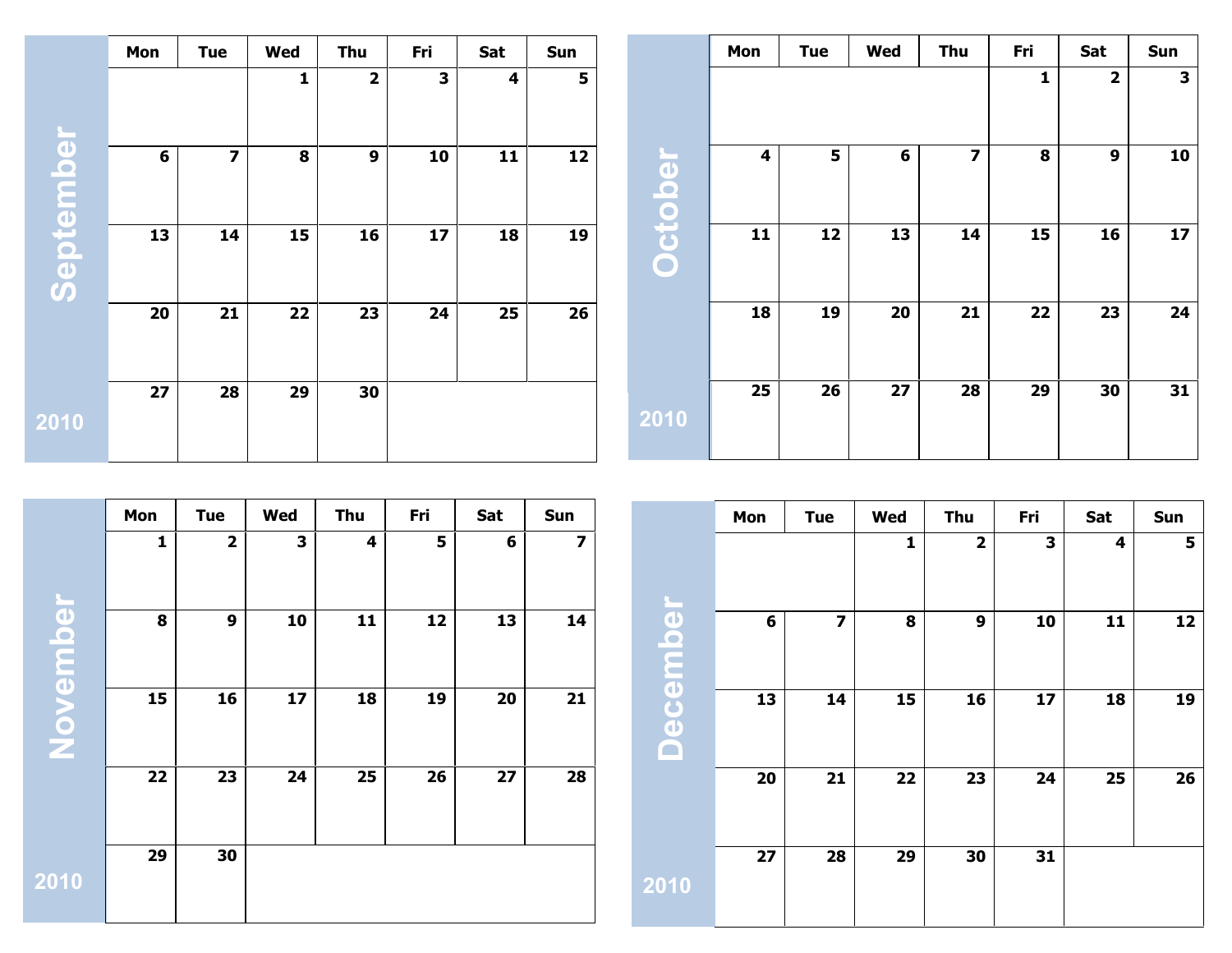## September 2010

| Mon | Tue | Wed | Thu | Fri | Sat | Sun |
|---|---|---|---|---|---|---|
| | | 1 | 2 | 3 | 4 | 5 |
| 6 | 7 | 8 | 9 | 10 | 11 | 12 |
| 13 | 14 | 15 | 16 | 17 | 18 | 19 |
| 20 | 21 | 22 | 23 | 24 | 25 | 26 |
| 27 | 28 | 29 | 30 | | | |

## October 2010

| Mon | Tue | Wed | Thu | Fri | Sat | Sun |
|---|---|---|---|---|---|---|
| | | | | 1 | 2 | 3 |
| 4 | 5 | 6 | 7 | 8 | 9 | 10 |
| 11 | 12 | 13 | 14 | 15 | 16 | 17 |
| 18 | 19 | 20 | 21 | 22 | 23 | 24 |
| 25 | 26 | 27 | 28 | 29 | 30 | 31 |

## November 2010

| Mon | Tue | Wed | Thu | Fri | Sat | Sun |
|---|---|---|---|---|---|---|
| 1 | 2 | 3 | 4 | 5 | 6 | 7 |
| 8 | 9 | 10 | 11 | 12 | 13 | 14 |
| 15 | 16 | 17 | 18 | 19 | 20 | 21 |
| 22 | 23 | 24 | 25 | 26 | 27 | 28 |
| 29 | 30 | | | | | |

## December 2010

| Mon | Tue | Wed | Thu | Fri | Sat | Sun |
|---|---|---|---|---|---|---|
| | | 1 | 2 | 3 | 4 | 5 |
| 6 | 7 | 8 | 9 | 10 | 11 | 12 |
| 13 | 14 | 15 | 16 | 17 | 18 | 19 |
| 20 | 21 | 22 | 23 | 24 | 25 | 26 |
| 27 | 28 | 29 | 30 | 31 | | |